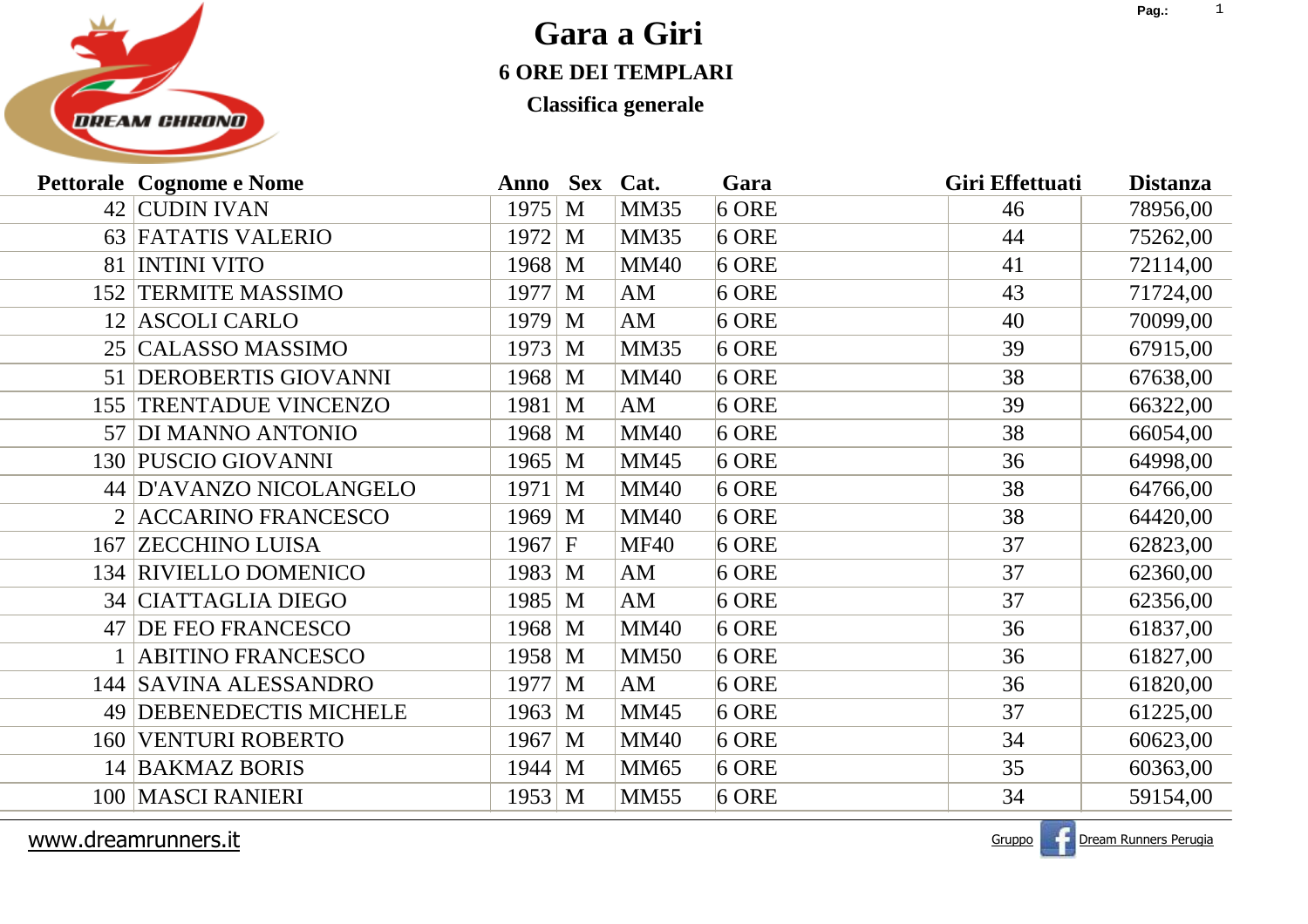# Gara a Giri

## 6 ORE DEI TEMPLARI

### Classifica generale

| Pettorale | Cognome e Nome | Anno | Sex | Cat. | Gara | Giri Effettuati | Distanza |
|---|---|---|---|---|---|---|---|
| 42 | CUDIN IVAN | 1975 | M | MM35 | 6 ORE | 46 | 78956,00 |
| 63 | FATATIS VALERIO | 1972 | M | MM35 | 6 ORE | 44 | 75262,00 |
| 81 | INTINI VITO | 1968 | M | MM40 | 6 ORE | 41 | 72114,00 |
| 152 | TERMITE MASSIMO | 1977 | M | AM | 6 ORE | 43 | 71724,00 |
| 12 | ASCOLI CARLO | 1979 | M | AM | 6 ORE | 40 | 70099,00 |
| 25 | CALASSO MASSIMO | 1973 | M | MM35 | 6 ORE | 39 | 67915,00 |
| 51 | DEROBERTIS GIOVANNI | 1968 | M | MM40 | 6 ORE | 38 | 67638,00 |
| 155 | TRENTADUE VINCENZO | 1981 | M | AM | 6 ORE | 39 | 66322,00 |
| 57 | DI MANNO ANTONIO | 1968 | M | MM40 | 6 ORE | 38 | 66054,00 |
| 130 | PUSCIO GIOVANNI | 1965 | M | MM45 | 6 ORE | 36 | 64998,00 |
| 44 | D'AVANZO NICOLANGELO | 1971 | M | MM40 | 6 ORE | 38 | 64766,00 |
| 2 | ACCARINO FRANCESCO | 1969 | M | MM40 | 6 ORE | 38 | 64420,00 |
| 167 | ZECCHINO LUISA | 1967 | F | MF40 | 6 ORE | 37 | 62823,00 |
| 134 | RIVIELLO DOMENICO | 1983 | M | AM | 6 ORE | 37 | 62360,00 |
| 34 | CIATTAGLIA DIEGO | 1985 | M | AM | 6 ORE | 37 | 62356,00 |
| 47 | DE FEO FRANCESCO | 1968 | M | MM40 | 6 ORE | 36 | 61837,00 |
| 1 | ABITINO FRANCESCO | 1958 | M | MM50 | 6 ORE | 36 | 61827,00 |
| 144 | SAVINA ALESSANDRO | 1977 | M | AM | 6 ORE | 36 | 61820,00 |
| 49 | DEBENEDECTIS MICHELE | 1963 | M | MM45 | 6 ORE | 37 | 61225,00 |
| 160 | VENTURI ROBERTO | 1967 | M | MM40 | 6 ORE | 34 | 60623,00 |
| 14 | BAKMAZ BORIS | 1944 | M | MM65 | 6 ORE | 35 | 60363,00 |
| 100 | MASCI RANIERI | 1953 | M | MM55 | 6 ORE | 34 | 59154,00 |

www.dreamrunners.it

Gruppo Dream Runners Perugia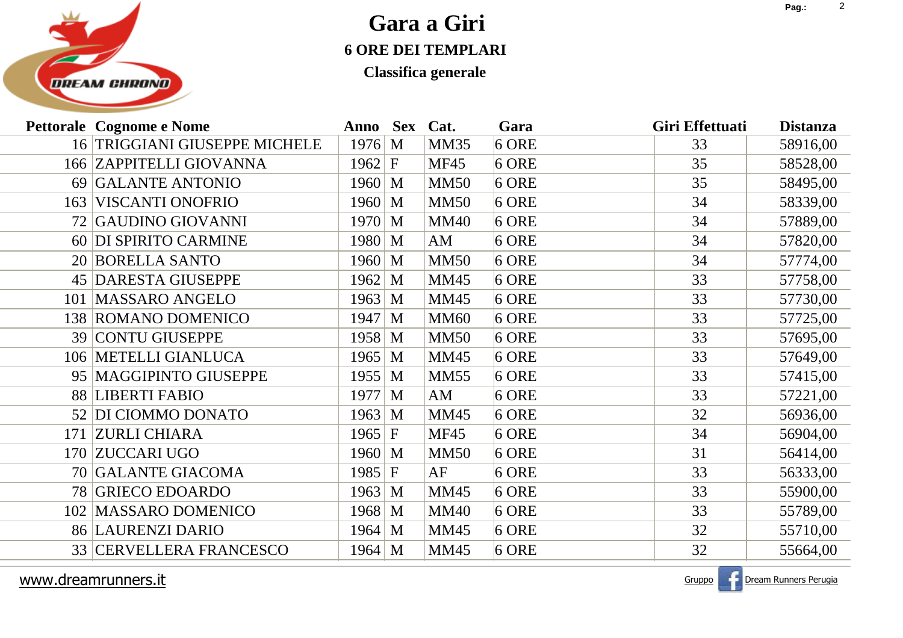# Gara a Giri

## 6 ORE DEI TEMPLARI

### Classifica generale

| Pettorale | Cognome e Nome | Anno | Sex | Cat. | Gara | Giri Effettuati | Distanza |
|---|---|---|---|---|---|---|---|
| 16 | TRIGGIANI GIUSEPPE MICHELE | 1976 | M | MM35 | 6 ORE | 33 | 58916,00 |
| 166 | ZAPPITELLI GIOVANNA | 1962 | F | MF45 | 6 ORE | 35 | 58528,00 |
| 69 | GALANTE ANTONIO | 1960 | M | MM50 | 6 ORE | 35 | 58495,00 |
| 163 | VISCANTI ONOFRIO | 1960 | M | MM50 | 6 ORE | 34 | 58339,00 |
| 72 | GAUDINO GIOVANNI | 1970 | M | MM40 | 6 ORE | 34 | 57889,00 |
| 60 | DI SPIRITO CARMINE | 1980 | M | AM | 6 ORE | 34 | 57820,00 |
| 20 | BORELLA SANTO | 1960 | M | MM50 | 6 ORE | 34 | 57774,00 |
| 45 | DARESTA GIUSEPPE | 1962 | M | MM45 | 6 ORE | 33 | 57758,00 |
| 101 | MASSARO ANGELO | 1963 | M | MM45 | 6 ORE | 33 | 57730,00 |
| 138 | ROMANO DOMENICO | 1947 | M | MM60 | 6 ORE | 33 | 57725,00 |
| 39 | CONTU GIUSEPPE | 1958 | M | MM50 | 6 ORE | 33 | 57695,00 |
| 106 | METELLI GIANLUCA | 1965 | M | MM45 | 6 ORE | 33 | 57649,00 |
| 95 | MAGGIPINTO GIUSEPPE | 1955 | M | MM55 | 6 ORE | 33 | 57415,00 |
| 88 | LIBERTI FABIO | 1977 | M | AM | 6 ORE | 33 | 57221,00 |
| 52 | DI CIOMMO DONATO | 1963 | M | MM45 | 6 ORE | 32 | 56936,00 |
| 171 | ZURLI CHIARA | 1965 | F | MF45 | 6 ORE | 34 | 56904,00 |
| 170 | ZUCCARI UGO | 1960 | M | MM50 | 6 ORE | 31 | 56414,00 |
| 70 | GALANTE GIACOMA | 1985 | F | AF | 6 ORE | 33 | 56333,00 |
| 78 | GRIECO EDOARDO | 1963 | M | MM45 | 6 ORE | 33 | 55900,00 |
| 102 | MASSARO DOMENICO | 1968 | M | MM40 | 6 ORE | 33 | 55789,00 |
| 86 | LAURENZI DARIO | 1964 | M | MM45 | 6 ORE | 32 | 55710,00 |
| 33 | CERVELLERA FRANCESCO | 1964 | M | MM45 | 6 ORE | 32 | 55664,00 |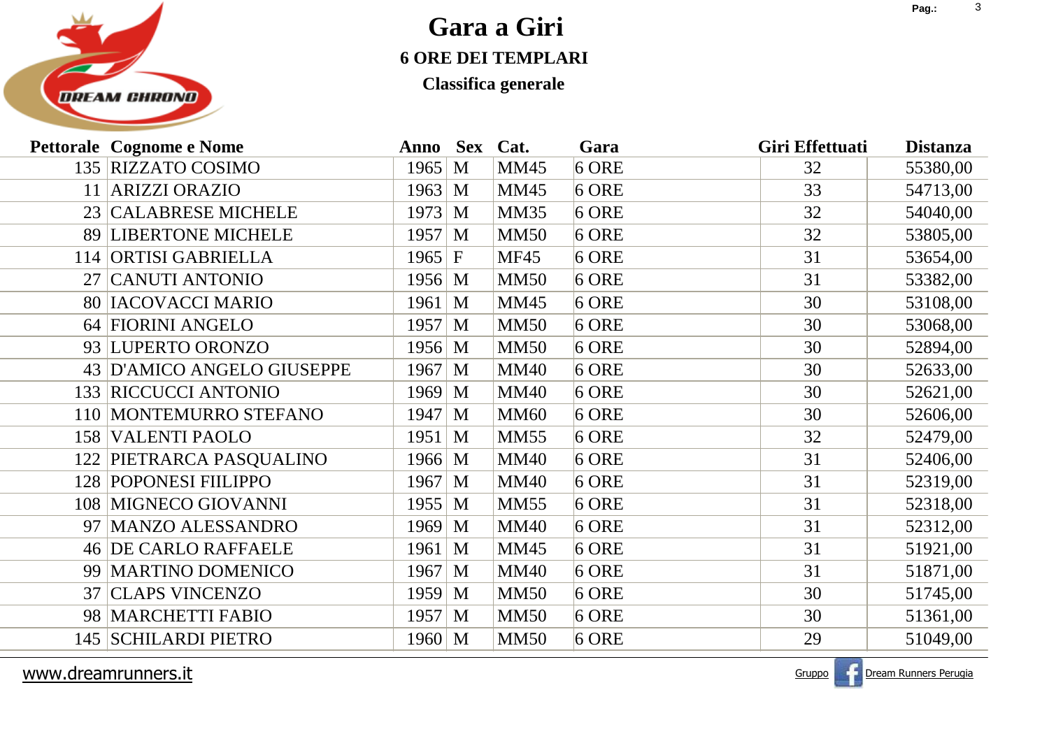# Gara a Giri

## 6 ORE DEI TEMPLARI

### Classifica generale

| Pettorale | Cognome e Nome | Anno | Sex | Cat. | Gara | Giri Effettuati | Distanza |
|---|---|---|---|---|---|---|---|
| 135 | RIZZATO COSIMO | 1965 | M | MM45 | 6 ORE | 32 | 55380,00 |
| 11 | ARIZZI ORAZIO | 1963 | M | MM45 | 6 ORE | 33 | 54713,00 |
| 23 | CALABRESE MICHELE | 1973 | M | MM35 | 6 ORE | 32 | 54040,00 |
| 89 | LIBERTONE MICHELE | 1957 | M | MM50 | 6 ORE | 32 | 53805,00 |
| 114 | ORTISI GABRIELLA | 1965 | F | MF45 | 6 ORE | 31 | 53654,00 |
| 27 | CANUTI ANTONIO | 1956 | M | MM50 | 6 ORE | 31 | 53382,00 |
| 80 | IACOVACCI MARIO | 1961 | M | MM45 | 6 ORE | 30 | 53108,00 |
| 64 | FIORINI ANGELO | 1957 | M | MM50 | 6 ORE | 30 | 53068,00 |
| 93 | LUPERTO ORONZO | 1956 | M | MM50 | 6 ORE | 30 | 52894,00 |
| 43 | D'AMICO ANGELO GIUSEPPE | 1967 | M | MM40 | 6 ORE | 30 | 52633,00 |
| 133 | RICCUCCI ANTONIO | 1969 | M | MM40 | 6 ORE | 30 | 52621,00 |
| 110 | MONTEMURRO STEFANO | 1947 | M | MM60 | 6 ORE | 30 | 52606,00 |
| 158 | VALENTI PAOLO | 1951 | M | MM55 | 6 ORE | 32 | 52479,00 |
| 122 | PIETRARCA PASQUALINO | 1966 | M | MM40 | 6 ORE | 31 | 52406,00 |
| 128 | POPONESI FIILIPPO | 1967 | M | MM40 | 6 ORE | 31 | 52319,00 |
| 108 | MIGNECO GIOVANNI | 1955 | M | MM55 | 6 ORE | 31 | 52318,00 |
| 97 | MANZO ALESSANDRO | 1969 | M | MM40 | 6 ORE | 31 | 52312,00 |
| 46 | DE CARLO RAFFAELE | 1961 | M | MM45 | 6 ORE | 31 | 51921,00 |
| 99 | MARTINO DOMENICO | 1967 | M | MM40 | 6 ORE | 31 | 51871,00 |
| 37 | CLAPS VINCENZO | 1959 | M | MM50 | 6 ORE | 30 | 51745,00 |
| 98 | MARCHETTI FABIO | 1957 | M | MM50 | 6 ORE | 30 | 51361,00 |
| 145 | SCHILARDI PIETRO | 1960 | M | MM50 | 6 ORE | 29 | 51049,00 |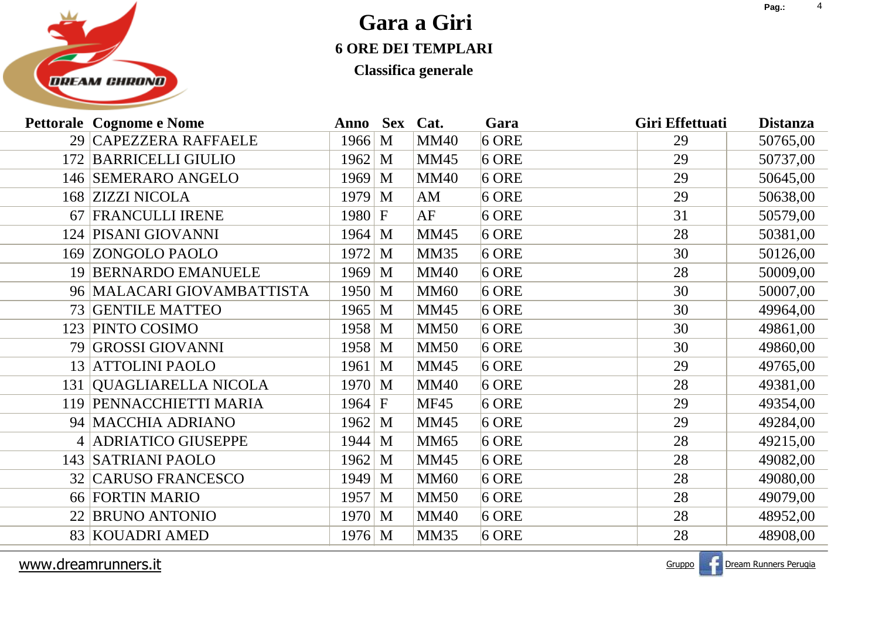# Gara a Giri

## 6 ORE DEI TEMPLARI

### Classifica generale

| Pettorale | Cognome e Nome | Anno | Sex | Cat. | Gara | Giri Effettuati | Distanza |
|---|---|---|---|---|---|---|---|
| 29 | CAPEZZERA RAFFAELE | 1966 | M | MM40 | 6 ORE | 29 | 50765,00 |
| 172 | BARRICELLI GIULIO | 1962 | M | MM45 | 6 ORE | 29 | 50737,00 |
| 146 | SEMERARO ANGELO | 1969 | M | MM40 | 6 ORE | 29 | 50645,00 |
| 168 | ZIZZI NICOLA | 1979 | M | AM | 6 ORE | 29 | 50638,00 |
| 67 | FRANCULLI IRENE | 1980 | F | AF | 6 ORE | 31 | 50579,00 |
| 124 | PISANI GIOVANNI | 1964 | M | MM45 | 6 ORE | 28 | 50381,00 |
| 169 | ZONGOLO PAOLO | 1972 | M | MM35 | 6 ORE | 30 | 50126,00 |
| 19 | BERNARDO EMANUELE | 1969 | M | MM40 | 6 ORE | 28 | 50009,00 |
| 96 | MALACARI GIOVAMBATTISTA | 1950 | M | MM60 | 6 ORE | 30 | 50007,00 |
| 73 | GENTILE MATTEO | 1965 | M | MM45 | 6 ORE | 30 | 49964,00 |
| 123 | PINTO COSIMO | 1958 | M | MM50 | 6 ORE | 30 | 49861,00 |
| 79 | GROSSI GIOVANNI | 1958 | M | MM50 | 6 ORE | 30 | 49860,00 |
| 13 | ATTOLINI PAOLO | 1961 | M | MM45 | 6 ORE | 29 | 49765,00 |
| 131 | QUAGLIARELLA NICOLA | 1970 | M | MM40 | 6 ORE | 28 | 49381,00 |
| 119 | PENNACCHIETTI MARIA | 1964 | F | MF45 | 6 ORE | 29 | 49354,00 |
| 94 | MACCHIA ADRIANO | 1962 | M | MM45 | 6 ORE | 29 | 49284,00 |
| 4 | ADRIATICO GIUSEPPE | 1944 | M | MM65 | 6 ORE | 28 | 49215,00 |
| 143 | SATRIANI PAOLO | 1962 | M | MM45 | 6 ORE | 28 | 49082,00 |
| 32 | CARUSO FRANCESCO | 1949 | M | MM60 | 6 ORE | 28 | 49080,00 |
| 66 | FORTIN MARIO | 1957 | M | MM50 | 6 ORE | 28 | 49079,00 |
| 22 | BRUNO ANTONIO | 1970 | M | MM40 | 6 ORE | 28 | 48952,00 |
| 83 | KOUADRI AMED | 1976 | M | MM35 | 6 ORE | 28 | 48908,00 |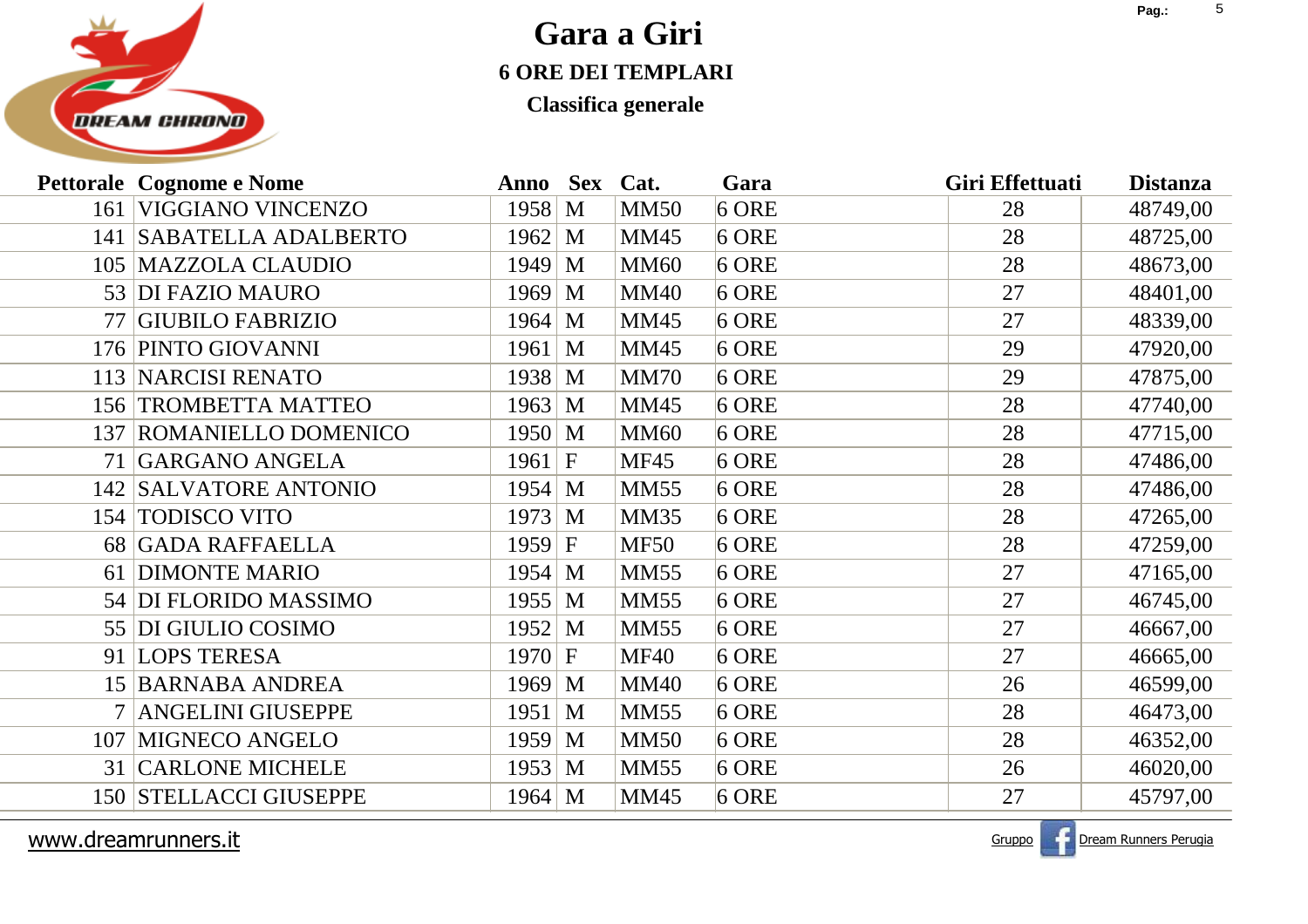# Gara a Giri

## 6 ORE DEI TEMPLARI

### Classifica generale

| Pettorale | Cognome e Nome | Anno | Sex | Cat. | Gara | Giri Effettuati | Distanza |
|---|---|---|---|---|---|---|---|
| 161 | VIGGIANO VINCENZO | 1958 | M | MM50 | 6 ORE | 28 | 48749,00 |
| 141 | SABATELLA ADALBERTO | 1962 | M | MM45 | 6 ORE | 28 | 48725,00 |
| 105 | MAZZOLA CLAUDIO | 1949 | M | MM60 | 6 ORE | 28 | 48673,00 |
| 53 | DI FAZIO MAURO | 1969 | M | MM40 | 6 ORE | 27 | 48401,00 |
| 77 | GIUBILO FABRIZIO | 1964 | M | MM45 | 6 ORE | 27 | 48339,00 |
| 176 | PINTO GIOVANNI | 1961 | M | MM45 | 6 ORE | 29 | 47920,00 |
| 113 | NARCISI RENATO | 1938 | M | MM70 | 6 ORE | 29 | 47875,00 |
| 156 | TROMBETTA MATTEO | 1963 | M | MM45 | 6 ORE | 28 | 47740,00 |
| 137 | ROMANIELLO DOMENICO | 1950 | M | MM60 | 6 ORE | 28 | 47715,00 |
| 71 | GARGANO ANGELA | 1961 | F | MF45 | 6 ORE | 28 | 47486,00 |
| 142 | SALVATORE ANTONIO | 1954 | M | MM55 | 6 ORE | 28 | 47486,00 |
| 154 | TODISCO VITO | 1973 | M | MM35 | 6 ORE | 28 | 47265,00 |
| 68 | GADA RAFFAELLA | 1959 | F | MF50 | 6 ORE | 28 | 47259,00 |
| 61 | DIMONTE MARIO | 1954 | M | MM55 | 6 ORE | 27 | 47165,00 |
| 54 | DI FLORIDO MASSIMO | 1955 | M | MM55 | 6 ORE | 27 | 46745,00 |
| 55 | DI GIULIO COSIMO | 1952 | M | MM55 | 6 ORE | 27 | 46667,00 |
| 91 | LOPS TERESA | 1970 | F | MF40 | 6 ORE | 27 | 46665,00 |
| 15 | BARNABA ANDREA | 1969 | M | MM40 | 6 ORE | 26 | 46599,00 |
| 7 | ANGELINI GIUSEPPE | 1951 | M | MM55 | 6 ORE | 28 | 46473,00 |
| 107 | MIGNECO ANGELO | 1959 | M | MM50 | 6 ORE | 28 | 46352,00 |
| 31 | CARLONE MICHELE | 1953 | M | MM55 | 6 ORE | 26 | 46020,00 |
| 150 | STELLACCI GIUSEPPE | 1964 | M | MM45 | 6 ORE | 27 | 45797,00 |

www.dreamrunners.it

Gruppo Dream Runners Perugia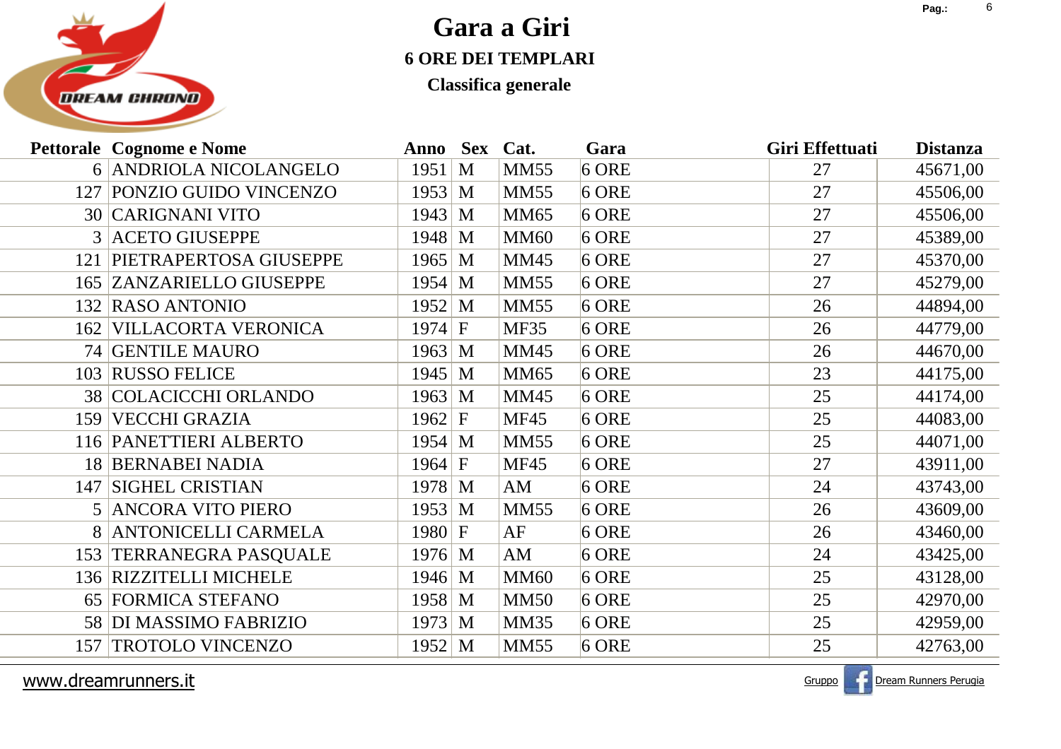# Gara a Giri

## 6 ORE DEI TEMPLARI

### Classifica generale

| Pettorale | Cognome e Nome | Anno | Sex | Cat. | Gara | Giri Effettuati | Distanza |
|---|---|---|---|---|---|---|---|
| 6 | ANDRIOLA NICOLANGELO | 1951 | M | MM55 | 6 ORE | 27 | 45671,00 |
| 127 | PONZIO GUIDO VINCENZO | 1953 | M | MM55 | 6 ORE | 27 | 45506,00 |
| 30 | CARIGNANI VITO | 1943 | M | MM65 | 6 ORE | 27 | 45506,00 |
| 3 | ACETO GIUSEPPE | 1948 | M | MM60 | 6 ORE | 27 | 45389,00 |
| 121 | PIETRAPERTOSA GIUSEPPE | 1965 | M | MM45 | 6 ORE | 27 | 45370,00 |
| 165 | ZANZARIELLO GIUSEPPE | 1954 | M | MM55 | 6 ORE | 27 | 45279,00 |
| 132 | RASO ANTONIO | 1952 | M | MM55 | 6 ORE | 26 | 44894,00 |
| 162 | VILLACORTA VERONICA | 1974 | F | MF35 | 6 ORE | 26 | 44779,00 |
| 74 | GENTILE MAURO | 1963 | M | MM45 | 6 ORE | 26 | 44670,00 |
| 103 | RUSSO FELICE | 1945 | M | MM65 | 6 ORE | 23 | 44175,00 |
| 38 | COLACICCHI ORLANDO | 1963 | M | MM45 | 6 ORE | 25 | 44174,00 |
| 159 | VECCHI GRAZIA | 1962 | F | MF45 | 6 ORE | 25 | 44083,00 |
| 116 | PANETTIERI ALBERTO | 1954 | M | MM55 | 6 ORE | 25 | 44071,00 |
| 18 | BERNABEI NADIA | 1964 | F | MF45 | 6 ORE | 27 | 43911,00 |
| 147 | SIGHEL CRISTIAN | 1978 | M | AM | 6 ORE | 24 | 43743,00 |
| 5 | ANCORA VITO PIERO | 1953 | M | MM55 | 6 ORE | 26 | 43609,00 |
| 8 | ANTONICELLI CARMELA | 1980 | F | AF | 6 ORE | 26 | 43460,00 |
| 153 | TERRANEGRA PASQUALE | 1976 | M | AM | 6 ORE | 24 | 43425,00 |
| 136 | RIZZITELLI MICHELE | 1946 | M | MM60 | 6 ORE | 25 | 43128,00 |
| 65 | FORMICA STEFANO | 1958 | M | MM50 | 6 ORE | 25 | 42970,00 |
| 58 | DI MASSIMO FABRIZIO | 1973 | M | MM35 | 6 ORE | 25 | 42959,00 |
| 157 | TROTOLO VINCENZO | 1952 | M | MM55 | 6 ORE | 25 | 42763,00 |

www.dreamrunners.it — Gruppo Dream Runners Perugia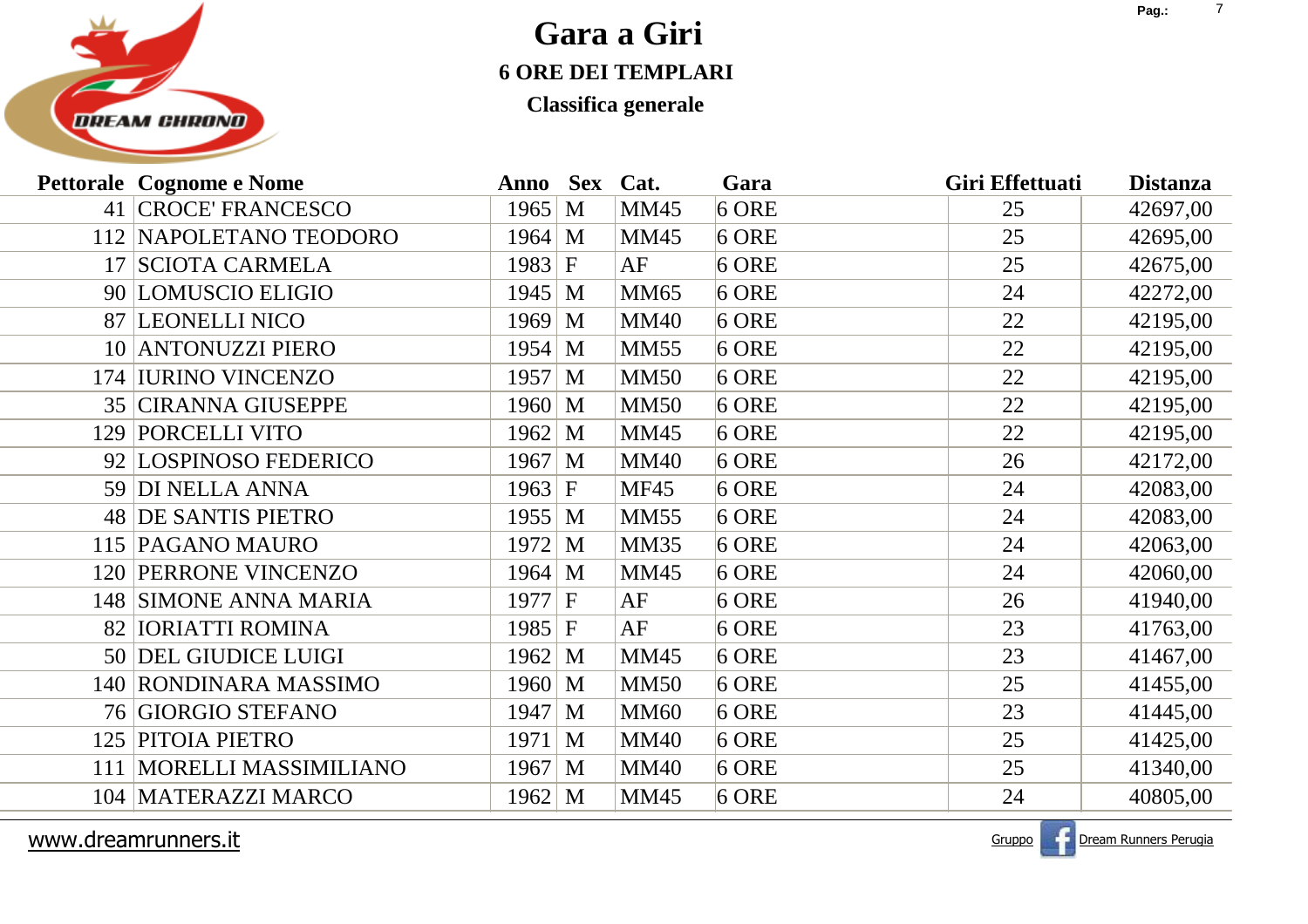# Gara a Giri

## 6 ORE DEI TEMPLARI

### Classifica generale

| Pettorale | Cognome e Nome | Anno | Sex | Cat. | Gara | Giri Effettuati | Distanza |
|---|---|---|---|---|---|---|---|
| 41 | CROCE' FRANCESCO | 1965 | M | MM45 | 6 ORE | 25 | 42697,00 |
| 112 | NAPOLETANO TEODORO | 1964 | M | MM45 | 6 ORE | 25 | 42695,00 |
| 17 | SCIOTA CARMELA | 1983 | F | AF | 6 ORE | 25 | 42675,00 |
| 90 | LOMUSCIO ELIGIO | 1945 | M | MM65 | 6 ORE | 24 | 42272,00 |
| 87 | LEONELLI NICO | 1969 | M | MM40 | 6 ORE | 22 | 42195,00 |
| 10 | ANTONUZZI PIERO | 1954 | M | MM55 | 6 ORE | 22 | 42195,00 |
| 174 | IURINO VINCENZO | 1957 | M | MM50 | 6 ORE | 22 | 42195,00 |
| 35 | CIRANNA GIUSEPPE | 1960 | M | MM50 | 6 ORE | 22 | 42195,00 |
| 129 | PORCELLI VITO | 1962 | M | MM45 | 6 ORE | 22 | 42195,00 |
| 92 | LOSPINOSO FEDERICO | 1967 | M | MM40 | 6 ORE | 26 | 42172,00 |
| 59 | DI NELLA ANNA | 1963 | F | MF45 | 6 ORE | 24 | 42083,00 |
| 48 | DE SANTIS PIETRO | 1955 | M | MM55 | 6 ORE | 24 | 42083,00 |
| 115 | PAGANO MAURO | 1972 | M | MM35 | 6 ORE | 24 | 42063,00 |
| 120 | PERRONE VINCENZO | 1964 | M | MM45 | 6 ORE | 24 | 42060,00 |
| 148 | SIMONE ANNA MARIA | 1977 | F | AF | 6 ORE | 26 | 41940,00 |
| 82 | IORIATTI ROMINA | 1985 | F | AF | 6 ORE | 23 | 41763,00 |
| 50 | DEL GIUDICE LUIGI | 1962 | M | MM45 | 6 ORE | 23 | 41467,00 |
| 140 | RONDINARA MASSIMO | 1960 | M | MM50 | 6 ORE | 25 | 41455,00 |
| 76 | GIORGIO STEFANO | 1947 | M | MM60 | 6 ORE | 23 | 41445,00 |
| 125 | PITOIA PIETRO | 1971 | M | MM40 | 6 ORE | 25 | 41425,00 |
| 111 | MORELLI MASSIMILIANO | 1967 | M | MM40 | 6 ORE | 25 | 41340,00 |
| 104 | MATERAZZI MARCO | 1962 | M | MM45 | 6 ORE | 24 | 40805,00 |

www.dreamrunners.it

Gruppo Dream Runners Perugia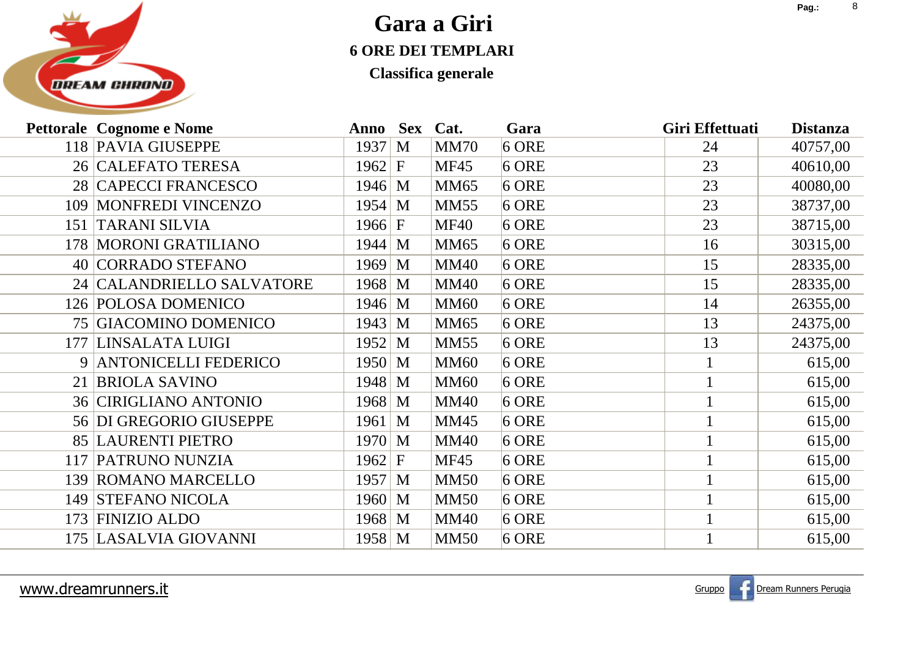# Gara a Giri

## 6 ORE DEI TEMPLARI

### Classifica generale

| Pettorale | Cognome e Nome | Anno | Sex | Cat. | Gara | Giri Effettuati | Distanza |
|---|---|---|---|---|---|---|---|
| 118 | PAVIA GIUSEPPE | 1937 | M | MM70 | 6 ORE | 24 | 40757,00 |
| 26 | CALEFATO TERESA | 1962 | F | MF45 | 6 ORE | 23 | 40610,00 |
| 28 | CAPECCI FRANCESCO | 1946 | M | MM65 | 6 ORE | 23 | 40080,00 |
| 109 | MONFREDI VINCENZO | 1954 | M | MM55 | 6 ORE | 23 | 38737,00 |
| 151 | TARANI SILVIA | 1966 | F | MF40 | 6 ORE | 23 | 38715,00 |
| 178 | MORONI GRATILIANO | 1944 | M | MM65 | 6 ORE | 16 | 30315,00 |
| 40 | CORRADO STEFANO | 1969 | M | MM40 | 6 ORE | 15 | 28335,00 |
| 24 | CALANDRIELLO SALVATORE | 1968 | M | MM40 | 6 ORE | 15 | 28335,00 |
| 126 | POLOSA DOMENICO | 1946 | M | MM60 | 6 ORE | 14 | 26355,00 |
| 75 | GIACOMINO DOMENICO | 1943 | M | MM65 | 6 ORE | 13 | 24375,00 |
| 177 | LINSALATA LUIGI | 1952 | M | MM55 | 6 ORE | 13 | 24375,00 |
| 9 | ANTONICELLI FEDERICO | 1950 | M | MM60 | 6 ORE | 1 | 615,00 |
| 21 | BRIOLA SAVINO | 1948 | M | MM60 | 6 ORE | 1 | 615,00 |
| 36 | CIRIGLIANO ANTONIO | 1968 | M | MM40 | 6 ORE | 1 | 615,00 |
| 56 | DI GREGORIO GIUSEPPE | 1961 | M | MM45 | 6 ORE | 1 | 615,00 |
| 85 | LAURENTI PIETRO | 1970 | M | MM40 | 6 ORE | 1 | 615,00 |
| 117 | PATRUNO NUNZIA | 1962 | F | MF45 | 6 ORE | 1 | 615,00 |
| 139 | ROMANO MARCELLO | 1957 | M | MM50 | 6 ORE | 1 | 615,00 |
| 149 | STEFANO NICOLA | 1960 | M | MM50 | 6 ORE | 1 | 615,00 |
| 173 | FINIZIO ALDO | 1968 | M | MM40 | 6 ORE | 1 | 615,00 |
| 175 | LASALVIA GIOVANNI | 1958 | M | MM50 | 6 ORE | 1 | 615,00 |